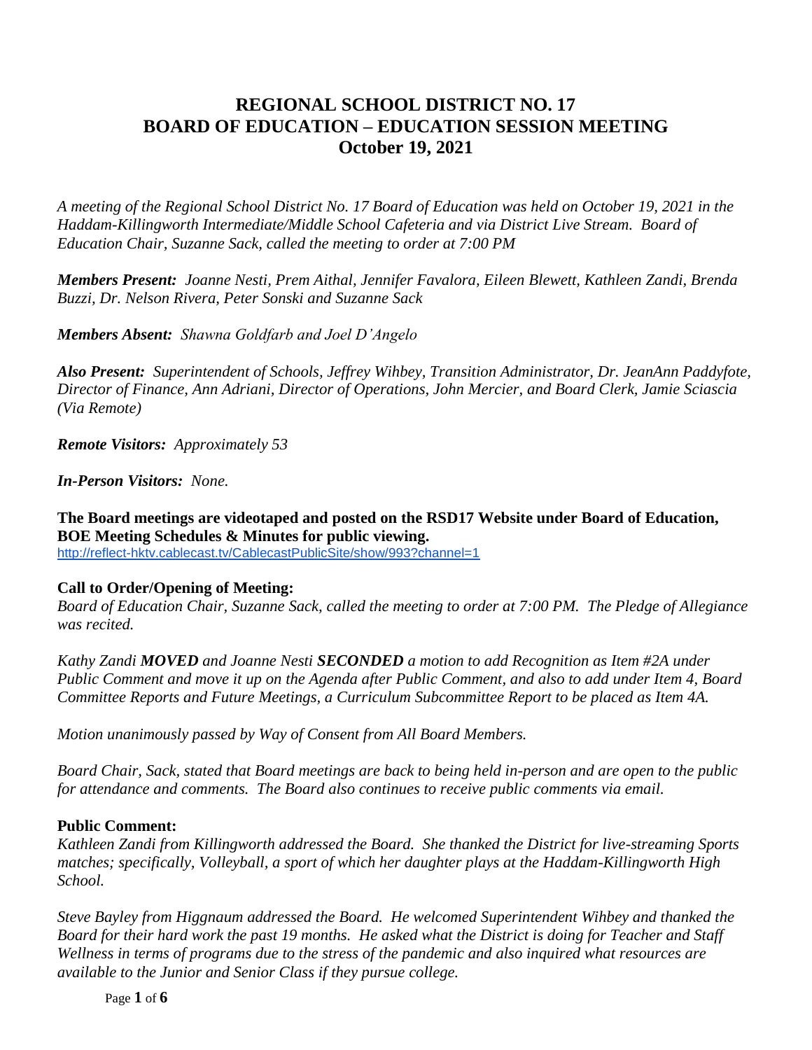# REGIONAL SCHOOL DISTRICT NO. 17
# BOARD OF EDUCATION – EDUCATION SESSION MEETING
# October 19, 2021

*A meeting of the Regional School District No. 17 Board of Education was held on October 19, 2021 in the Haddam-Killingworth Intermediate/Middle School Cafeteria and via District Live Stream. Board of Education Chair, Suzanne Sack, called the meeting to order at 7:00 PM*

***Members Present:*** *Joanne Nesti, Prem Aithal, Jennifer Favalora, Eileen Blewett, Kathleen Zandi, Brenda Buzzi, Dr. Nelson Rivera, Peter Sonski and Suzanne Sack*

***Members Absent:*** *Shawna Goldfarb and Joel D'Angelo*

***Also Present:*** *Superintendent of Schools, Jeffrey Wihbey, Transition Administrator, Dr. JeanAnn Paddyfote, Director of Finance, Ann Adriani, Director of Operations, John Mercier, and Board Clerk, Jamie Sciascia (Via Remote)*

***Remote Visitors:*** *Approximately 53*

***In-Person Visitors:*** *None.*

**The Board meetings are videotaped and posted on the RSD17 Website under Board of Education, BOE Meeting Schedules & Minutes for public viewing.**
http://reflect-hktv.cablecast.tv/CablecastPublicSite/show/993?channel=1

**Call to Order/Opening of Meeting:**
*Board of Education Chair, Suzanne Sack, called the meeting to order at 7:00 PM. The Pledge of Allegiance was recited.*

*Kathy Zandi **MOVED** and Joanne Nesti **SECONDED** a motion to add Recognition as Item #2A under Public Comment and move it up on the Agenda after Public Comment, and also to add under Item 4, Board Committee Reports and Future Meetings, a Curriculum Subcommittee Report to be placed as Item 4A.*

*Motion unanimously passed by Way of Consent from All Board Members.*

*Board Chair, Sack, stated that Board meetings are back to being held in-person and are open to the public for attendance and comments. The Board also continues to receive public comments via email.*

**Public Comment:**
*Kathleen Zandi from Killingworth addressed the Board. She thanked the District for live-streaming Sports matches; specifically, Volleyball, a sport of which her daughter plays at the Haddam-Killingworth High School.*

*Steve Bayley from Higgnaum addressed the Board. He welcomed Superintendent Wihbey and thanked the Board for their hard work the past 19 months. He asked what the District is doing for Teacher and Staff Wellness in terms of programs due to the stress of the pandemic and also inquired what resources are available to the Junior and Senior Class if they pursue college.*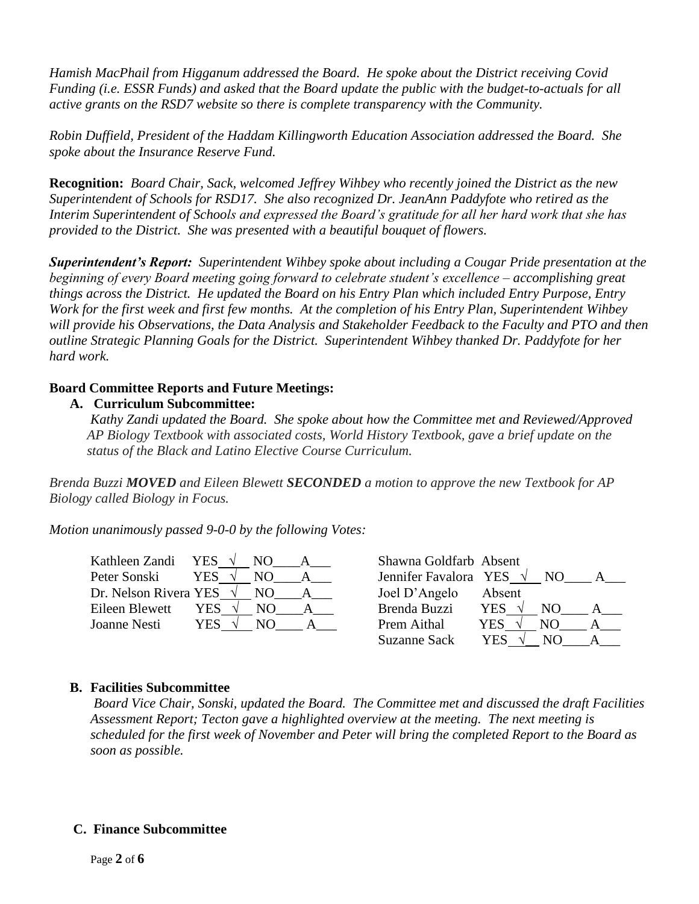*Hamish MacPhail from Higganum addressed the Board. He spoke about the District receiving Covid Funding (i.e. ESSR Funds) and asked that the Board update the public with the budget-to-actuals for all active grants on the RSD7 website so there is complete transparency with the Community.*

*Robin Duffield, President of the Haddam Killingworth Education Association addressed the Board. She spoke about the Insurance Reserve Fund.*

**Recognition:** *Board Chair, Sack, welcomed Jeffrey Wihbey who recently joined the District as the new Superintendent of Schools for RSD17. She also recognized Dr. JeanAnn Paddyfote who retired as the Interim Superintendent of Schools and expressed the Board's gratitude for all her hard work that she has provided to the District. She was presented with a beautiful bouquet of flowers.*

***Superintendent's Report:*** *Superintendent Wihbey spoke about including a Cougar Pride presentation at the beginning of every Board meeting going forward to celebrate student's excellence – accomplishing great things across the District. He updated the Board on his Entry Plan which included Entry Purpose, Entry Work for the first week and first few months. At the completion of his Entry Plan, Superintendent Wihbey will provide his Observations, the Data Analysis and Stakeholder Feedback to the Faculty and PTO and then outline Strategic Planning Goals for the District. Superintendent Wihbey thanked Dr. Paddyfote for her hard work.*

**Board Committee Reports and Future Meetings:**

**A. Curriculum Subcommittee:**

*Kathy Zandi updated the Board. She spoke about how the Committee met and Reviewed/Approved AP Biology Textbook with associated costs, World History Textbook, gave a brief update on the status of the Black and Latino Elective Course Curriculum.*

*Brenda Buzzi **MOVED** and Eileen Blewett **SECONDED** a motion to approve the new Textbook for AP Biology called Biology in Focus.*

*Motion unanimously passed 9-0-0 by the following Votes:*

| Member | Vote | Member | Vote |
|---|---|---|---|
| Kathleen Zandi | YES √ NO___ A___ | Shawna Goldfarb | Absent |
| Peter Sonski | YES √ NO___ A___ | Jennifer Favalora | YES √ NO___ A___ |
| Dr. Nelson Rivera | YES √ NO___ A___ | Joel D'Angelo | Absent |
| Eileen Blewett | YES √ NO___ A___ | Brenda Buzzi | YES √ NO___ A___ |
| Joanne Nesti | YES √ NO___ A___ | Prem Aithal | YES √ NO___ A___ |
| | | Suzanne Sack | YES √ NO___ A___ |

**B. Facilities Subcommittee**

*Board Vice Chair, Sonski, updated the Board. The Committee met and discussed the draft Facilities Assessment Report; Tecton gave a highlighted overview at the meeting. The next meeting is scheduled for the first week of November and Peter will bring the completed Report to the Board as soon as possible.*

**C. Finance Subcommittee**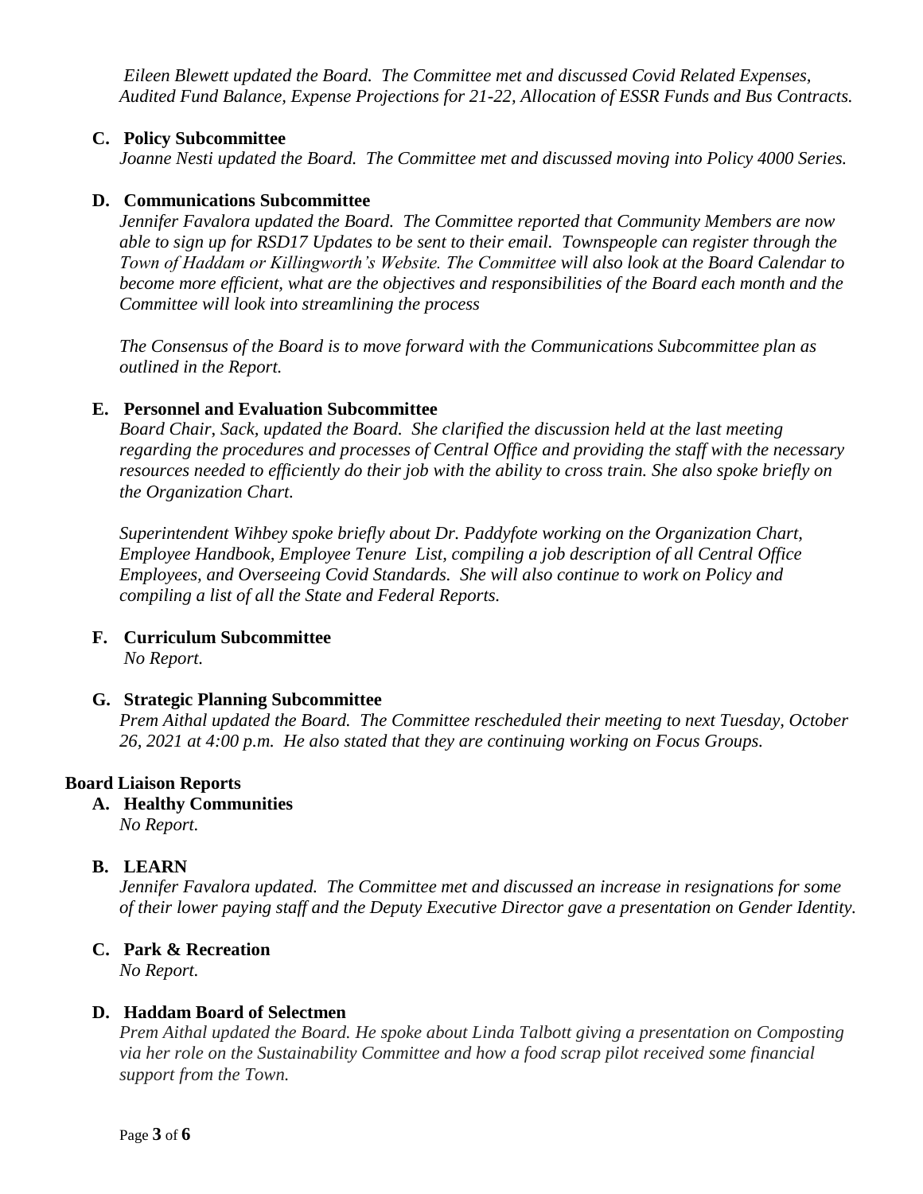*Eileen Blewett updated the Board. The Committee met and discussed Covid Related Expenses, Audited Fund Balance, Expense Projections for 21-22, Allocation of ESSR Funds and Bus Contracts.*

**C. Policy Subcommittee**

*Joanne Nesti updated the Board. The Committee met and discussed moving into Policy 4000 Series.*

**D. Communications Subcommittee**

*Jennifer Favalora updated the Board. The Committee reported that Community Members are now able to sign up for RSD17 Updates to be sent to their email. Townspeople can register through the Town of Haddam or Killingworth's Website. The Committee will also look at the Board Calendar to become more efficient, what are the objectives and responsibilities of the Board each month and the Committee will look into streamlining the process*

*The Consensus of the Board is to move forward with the Communications Subcommittee plan as outlined in the Report.*

**E. Personnel and Evaluation Subcommittee**

*Board Chair, Sack, updated the Board. She clarified the discussion held at the last meeting regarding the procedures and processes of Central Office and providing the staff with the necessary resources needed to efficiently do their job with the ability to cross train. She also spoke briefly on the Organization Chart.*

*Superintendent Wihbey spoke briefly about Dr. Paddyfote working on the Organization Chart, Employee Handbook, Employee Tenure List, compiling a job description of all Central Office Employees, and Overseeing Covid Standards. She will also continue to work on Policy and compiling a list of all the State and Federal Reports.*

**F. Curriculum Subcommittee**

*No Report.*

**G. Strategic Planning Subcommittee**

*Prem Aithal updated the Board. The Committee rescheduled their meeting to next Tuesday, October 26, 2021 at 4:00 p.m. He also stated that they are continuing working on Focus Groups.*

**Board Liaison Reports**

**A. Healthy Communities**

*No Report.*

**B. LEARN**

*Jennifer Favalora updated. The Committee met and discussed an increase in resignations for some of their lower paying staff and the Deputy Executive Director gave a presentation on Gender Identity.*

**C. Park & Recreation**

*No Report.*

**D. Haddam Board of Selectmen**

*Prem Aithal updated the Board. He spoke about Linda Talbott giving a presentation on Composting via her role on the Sustainability Committee and how a food scrap pilot received some financial support from the Town.*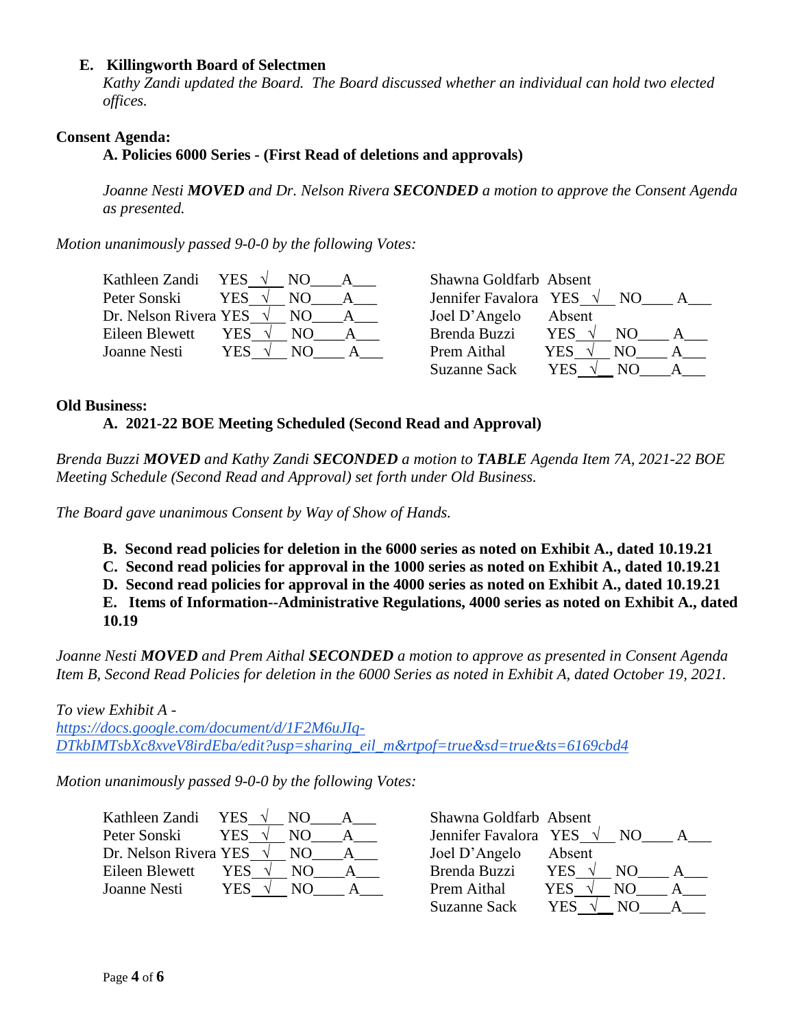**E. Killingworth Board of Selectmen**

*Kathy Zandi updated the Board. The Board discussed whether an individual can hold two elected offices.*

**Consent Agenda:**

**A. Policies 6000 Series - (First Read of deletions and approvals)**

*Joanne Nesti **MOVED** and Dr. Nelson Rivera **SECONDED** a motion to approve the Consent Agenda as presented.*

*Motion unanimously passed 9-0-0 by the following Votes:*

| | | | | |
|---|---|---|---|---|
| Kathleen Zandi | YES √ NO___ A___ | | Shawna Goldfarb | Absent |
| Peter Sonski | YES √ NO___ A___ | | Jennifer Favalora | YES √ NO___ A___ |
| Dr. Nelson Rivera | YES √ NO___ A___ | | Joel D'Angelo | Absent |
| Eileen Blewett | YES √ NO___ A___ | | Brenda Buzzi | YES √ NO___ A___ |
| Joanne Nesti | YES √ NO___ A___ | | Prem Aithal | YES √ NO___ A___ |
| | | | Suzanne Sack | YES √ NO___ A___ |

**Old Business:**

**A. 2021-22 BOE Meeting Scheduled (Second Read and Approval)**

*Brenda Buzzi **MOVED** and Kathy Zandi **SECONDED** a motion to **TABLE** Agenda Item 7A, 2021-22 BOE Meeting Schedule (Second Read and Approval) set forth under Old Business.*

*The Board gave unanimous Consent by Way of Show of Hands.*

**B. Second read policies for deletion in the 6000 series as noted on Exhibit A., dated 10.19.21**

**C. Second read policies for approval in the 1000 series as noted on Exhibit A., dated 10.19.21**

**D. Second read policies for approval in the 4000 series as noted on Exhibit A., dated 10.19.21**

**E. Items of Information--Administrative Regulations, 4000 series as noted on Exhibit A., dated 10.19**

*Joanne Nesti **MOVED** and Prem Aithal **SECONDED** a motion to approve as presented in Consent Agenda Item B, Second Read Policies for deletion in the 6000 Series as noted in Exhibit A, dated October 19, 2021.*

*To view Exhibit A -*
*https://docs.google.com/document/d/1F2M6uJIq-DTkbIMTsbXc8xveV8irdEba/edit?usp=sharing_eil_m&rtpof=true&sd=true&ts=6169cbd4*

*Motion unanimously passed 9-0-0 by the following Votes:*

| | | | | |
|---|---|---|---|---|
| Kathleen Zandi | YES √ NO___ A___ | | Shawna Goldfarb | Absent |
| Peter Sonski | YES √ NO___ A___ | | Jennifer Favalora | YES √ NO___ A___ |
| Dr. Nelson Rivera | YES √ NO___ A___ | | Joel D'Angelo | Absent |
| Eileen Blewett | YES √ NO___ A___ | | Brenda Buzzi | YES √ NO___ A___ |
| Joanne Nesti | YES √ NO___ A___ | | Prem Aithal | YES √ NO___ A___ |
| | | | Suzanne Sack | YES √ NO___ A___ |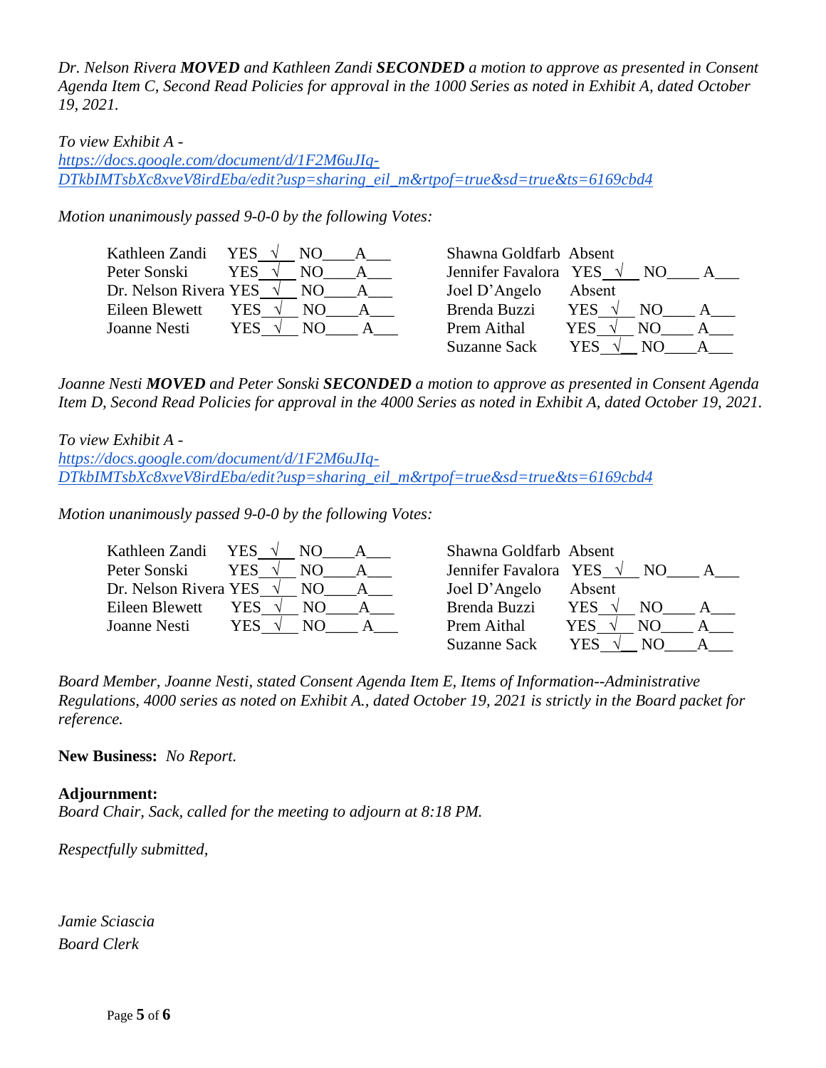*Dr. Nelson Rivera **MOVED** and Kathleen Zandi **SECONDED** a motion to approve as presented in Consent Agenda Item C, Second Read Policies for approval in the 1000 Series as noted in Exhibit A, dated October 19, 2021.*

*To view Exhibit A -*
*[https://docs.google.com/document/d/1F2M6uJIq-DTkbIMTsbXc8xveV8irdEba/edit?usp=sharing_eil_m&rtpof=true&sd=true&ts=6169cbd4](https://docs.google.com/document/d/1F2M6uJIq-DTkbIMTsbXc8xveV8irdEba/edit?usp=sharing_eil_m&rtpof=true&sd=true&ts=6169cbd4)*

*Motion unanimously passed 9-0-0 by the following Votes:*

| Member | Vote | Member | Vote |
|---|---|---|---|
| Kathleen Zandi | YES √ NO___ A___ | Shawna Goldfarb | Absent |
| Peter Sonski | YES √ NO___ A___ | Jennifer Favalora | YES √ NO___ A___ |
| Dr. Nelson Rivera | YES √ NO___ A___ | Joel D'Angelo | Absent |
| Eileen Blewett | YES √ NO___ A___ | Brenda Buzzi | YES √ NO___ A___ |
| Joanne Nesti | YES √ NO___ A___ | Prem Aithal | YES √ NO___ A___ |
| | | Suzanne Sack | YES √ NO___ A___ |

*Joanne Nesti **MOVED** and Peter Sonski **SECONDED** a motion to approve as presented in Consent Agenda Item D, Second Read Policies for approval in the 4000 Series as noted in Exhibit A, dated October 19, 2021.*

*To view Exhibit A -*
*[https://docs.google.com/document/d/1F2M6uJIq-DTkbIMTsbXc8xveV8irdEba/edit?usp=sharing_eil_m&rtpof=true&sd=true&ts=6169cbd4](https://docs.google.com/document/d/1F2M6uJIq-DTkbIMTsbXc8xveV8irdEba/edit?usp=sharing_eil_m&rtpof=true&sd=true&ts=6169cbd4)*

*Motion unanimously passed 9-0-0 by the following Votes:*

| Member | Vote | Member | Vote |
|---|---|---|---|
| Kathleen Zandi | YES √ NO___ A___ | Shawna Goldfarb | Absent |
| Peter Sonski | YES √ NO___ A___ | Jennifer Favalora | YES √ NO___ A___ |
| Dr. Nelson Rivera | YES √ NO___ A___ | Joel D'Angelo | Absent |
| Eileen Blewett | YES √ NO___ A___ | Brenda Buzzi | YES √ NO___ A___ |
| Joanne Nesti | YES √ NO___ A___ | Prem Aithal | YES √ NO___ A___ |
| | | Suzanne Sack | YES √ NO___ A___ |

*Board Member, Joanne Nesti, stated Consent Agenda Item E, Items of Information--Administrative Regulations, 4000 series as noted on Exhibit A., dated October 19, 2021 is strictly in the Board packet for reference.*

**New Business:** *No Report.*

**Adjournment:**
*Board Chair, Sack, called for the meeting to adjourn at 8:18 PM.*

*Respectfully submitted,*

*Jamie Sciascia*
*Board Clerk*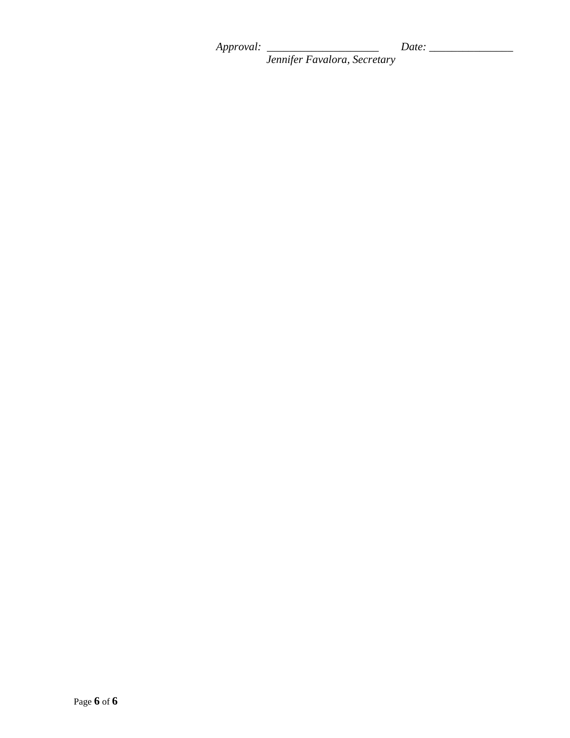*Approval:* ____________________ *Date:* _______________
*Jennifer Favalora, Secretary*